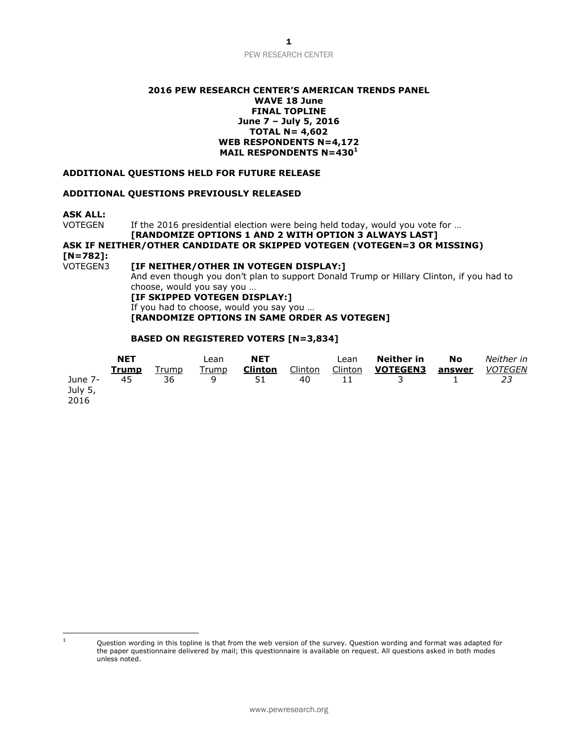**2016 PEW RESEARCH CENTER'S AMERICAN TRENDS PANEL**
**WAVE 18 June**
**FINAL TOPLINE**
**June 7 – July 5, 2016**
**TOTAL N= 4,602**
**WEB RESPONDENTS N=4,172**
**MAIL RESPONDENTS N=430[1]**

**ADDITIONAL QUESTIONS HELD FOR FUTURE RELEASE**

**ADDITIONAL QUESTIONS PREVIOUSLY RELEASED**

**ASK ALL:**

VOTEGEN If the 2016 presidential election were being held today, would you vote for …
**[RANDOMIZE OPTIONS 1 AND 2 WITH OPTION 3 ALWAYS LAST]**

**ASK IF NEITHER/OTHER CANDIDATE OR SKIPPED VOTEGEN (VOTEGEN=3 OR MISSING) [N=782]:**

VOTEGEN3 **[IF NEITHER/OTHER IN VOTEGEN DISPLAY:]**
And even though you don't plan to support Donald Trump or Hillary Clinton, if you had to choose, would you say you …
**[IF SKIPPED VOTEGEN DISPLAY:]**
If you had to choose, would you say you …
**[RANDOMIZE OPTIONS IN SAME ORDER AS VOTEGEN]**

**BASED ON REGISTERED VOTERS [N=3,834]**

| | **NET Trump** | Trump | Lean Trump | **NET Clinton** | Clinton | Lean Clinton | **Neither in VOTEGEN3** | **No answer** | *Neither in VOTEGEN* |
|---|---|---|---|---|---|---|---|---|---|
| June 7-July 5, 2016 | 45 | 36 | 9 | 51 | 40 | 11 | 3 | 1 | *23* |

[1] Question wording in this topline is that from the web version of the survey. Question wording and format was adapted for the paper questionnaire delivered by mail; this questionnaire is available on request. All questions asked in both modes unless noted.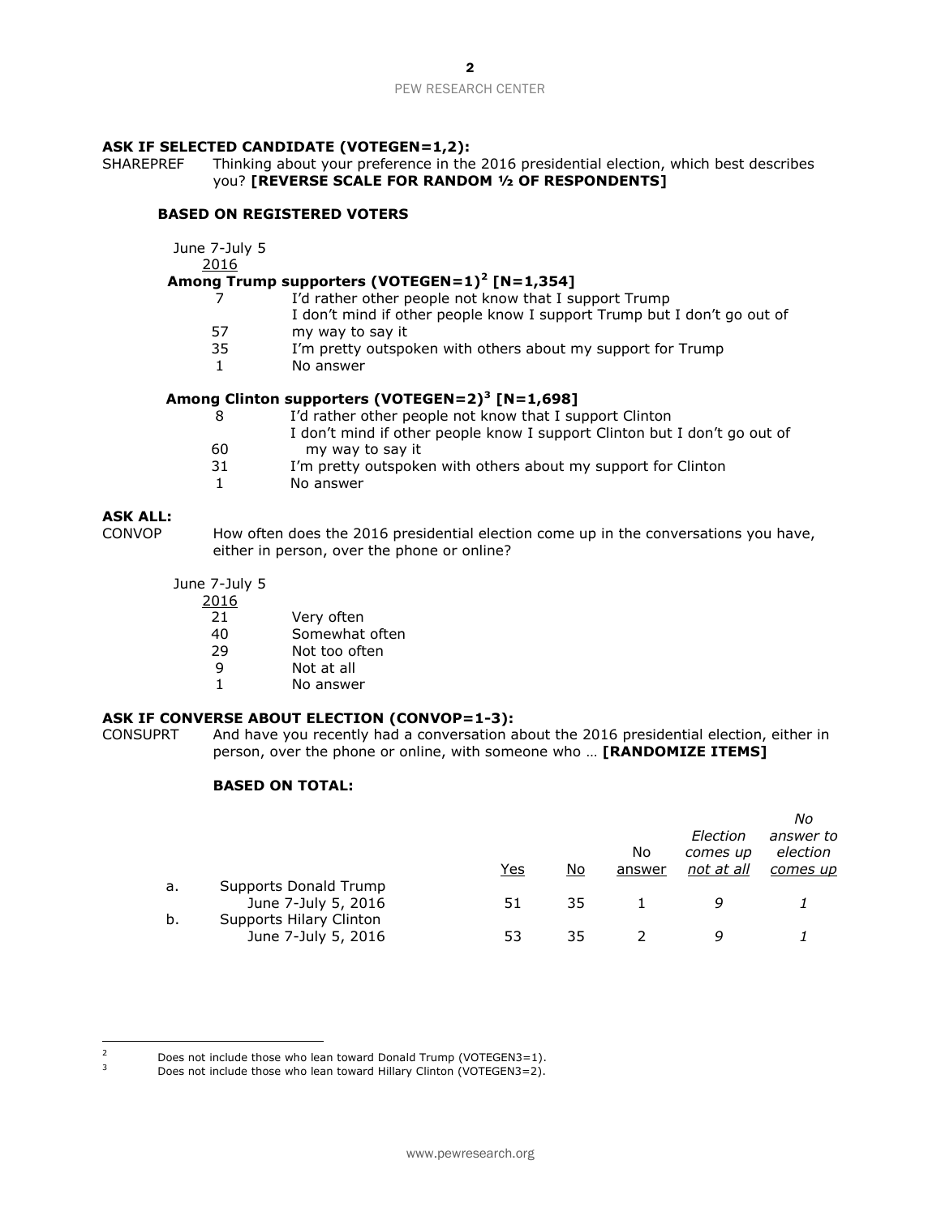**ASK IF SELECTED CANDIDATE (VOTEGEN=1,2):**

SHAREPREF Thinking about your preference in the 2016 presidential election, which best describes you? **[REVERSE SCALE FOR RANDOM ½ OF RESPONDENTS]**

**BASED ON REGISTERED VOTERS**

| June 7-July 5 2016 | |
|---|---|
| **Among Trump supporters (VOTEGEN=1)[2] [N=1,354]** | |
| 7 | I'd rather other people not know that I support Trump |
| 57 | I don't mind if other people know I support Trump but I don't go out of my way to say it |
| 35 | I'm pretty outspoken with others about my support for Trump |
| 1 | No answer |
| **Among Clinton supporters (VOTEGEN=2)[3] [N=1,698]** | |
| 8 | I'd rather other people not know that I support Clinton |
| 60 | I don't mind if other people know I support Clinton but I don't go out of my way to say it |
| 31 | I'm pretty outspoken with others about my support for Clinton |
| 1 | No answer |

**ASK ALL:**

CONVOP How often does the 2016 presidential election come up in the conversations you have, either in person, over the phone or online?

| June 7-July 5 2016 | |
|---|---|
| 21 | Very often |
| 40 | Somewhat often |
| 29 | Not too often |
| 9 | Not at all |
| 1 | No answer |

**ASK IF CONVERSE ABOUT ELECTION (CONVOP=1-3):**

CONSUPRT And have you recently had a conversation about the 2016 presidential election, either in person, over the phone or online, with someone who … **[RANDOMIZE ITEMS]**

**BASED ON TOTAL:**

| | | Yes | No | No answer | *Election comes up not at all* | *No answer to election comes up* |
|---|---|---|---|---|---|---|
| a. | Supports Donald Trump | | | | | |
| | June 7-July 5, 2016 | 51 | 35 | 1 | *9* | *1* |
| b. | Supports Hilary Clinton | | | | | |
| | June 7-July 5, 2016 | 53 | 35 | 2 | *9* | *1* |

---

[2] Does not include those who lean toward Donald Trump (VOTEGEN3=1).

[3] Does not include those who lean toward Hillary Clinton (VOTEGEN3=2).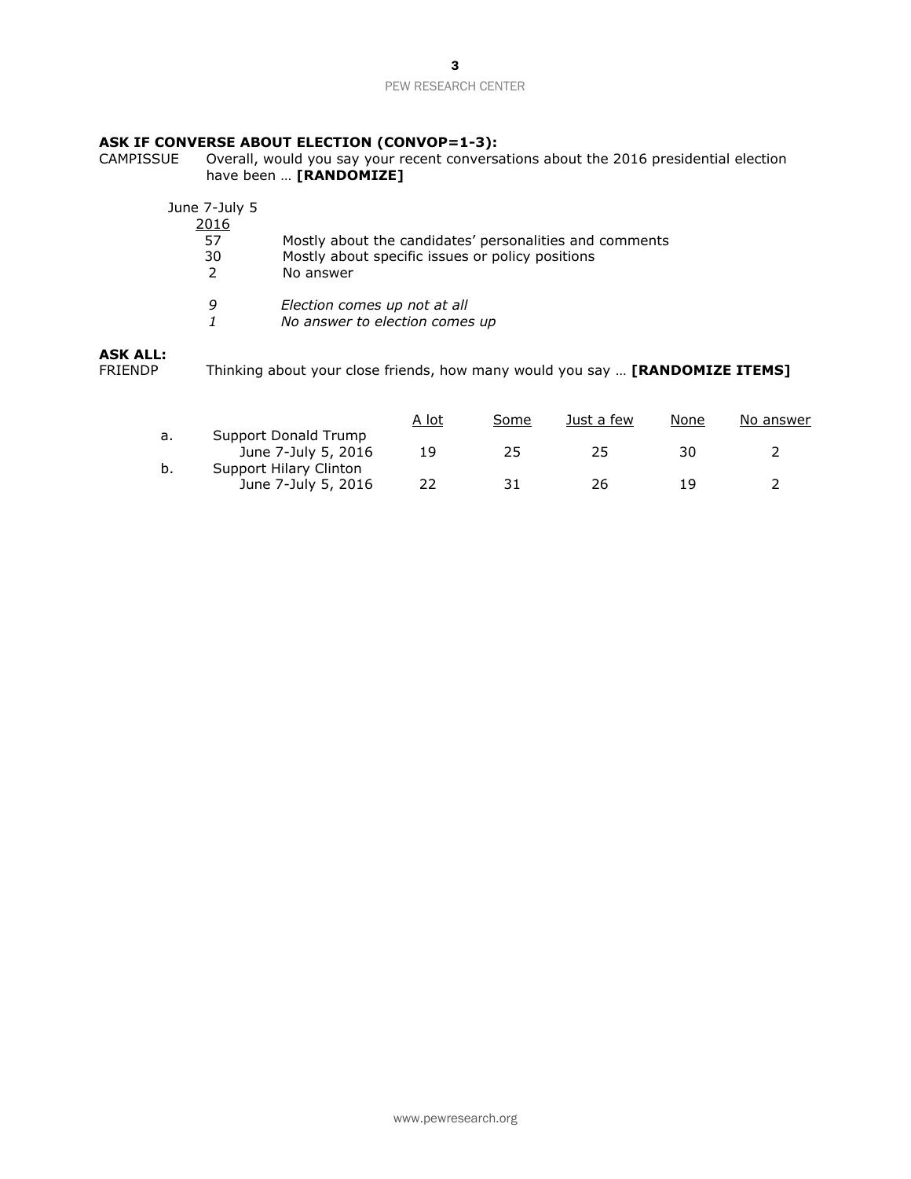**ASK IF CONVERSE ABOUT ELECTION (CONVOP=1-3):**

CAMPISSUE Overall, would you say your recent conversations about the 2016 presidential election have been … **[RANDOMIZE]**

| June 7-July 5 2016 | |
|---|---|
| 57 | Mostly about the candidates' personalities and comments |
| 30 | Mostly about specific issues or policy positions |
| 2 | No answer |
| *9* | *Election comes up not at all* |
| *1* | *No answer to election comes up* |

**ASK ALL:**

FRIENDP Thinking about your close friends, how many would you say … **[RANDOMIZE ITEMS]**

| | | A lot | Some | Just a few | None | No answer |
|---|---|---|---|---|---|---|
| a. | Support Donald Trump | | | | | |
| | June 7-July 5, 2016 | 19 | 25 | 25 | 30 | 2 |
| b. | Support Hilary Clinton | | | | | |
| | June 7-July 5, 2016 | 22 | 31 | 26 | 19 | 2 |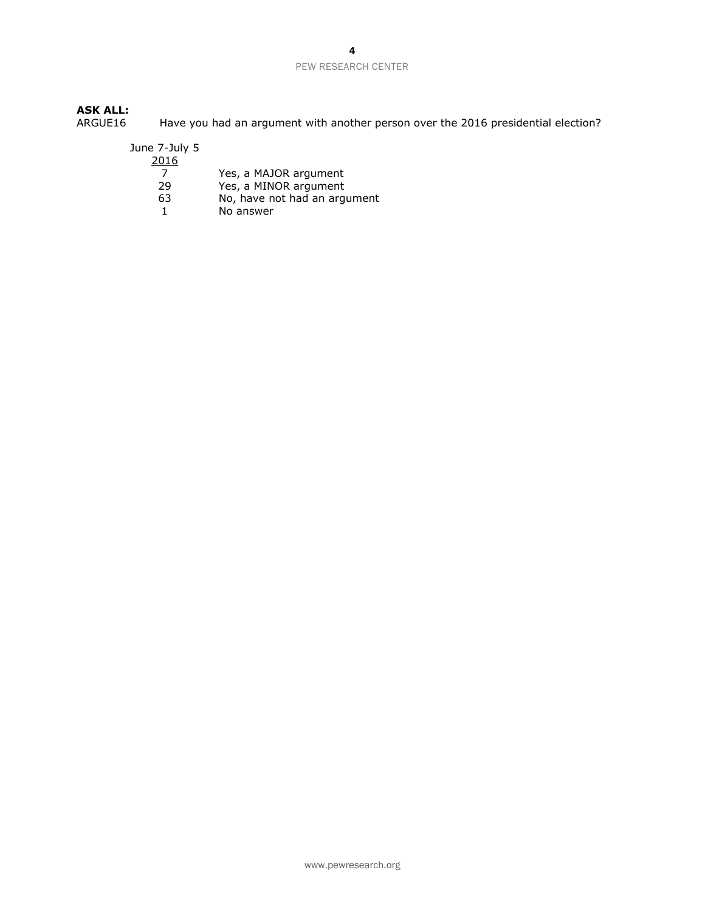**ASK ALL:**

ARGUE16 Have you had an argument with another person over the 2016 presidential election?

| June 7-July 5 2016 | |
|---|---|
| 7 | Yes, a MAJOR argument |
| 29 | Yes, a MINOR argument |
| 63 | No, have not had an argument |
| 1 | No answer |